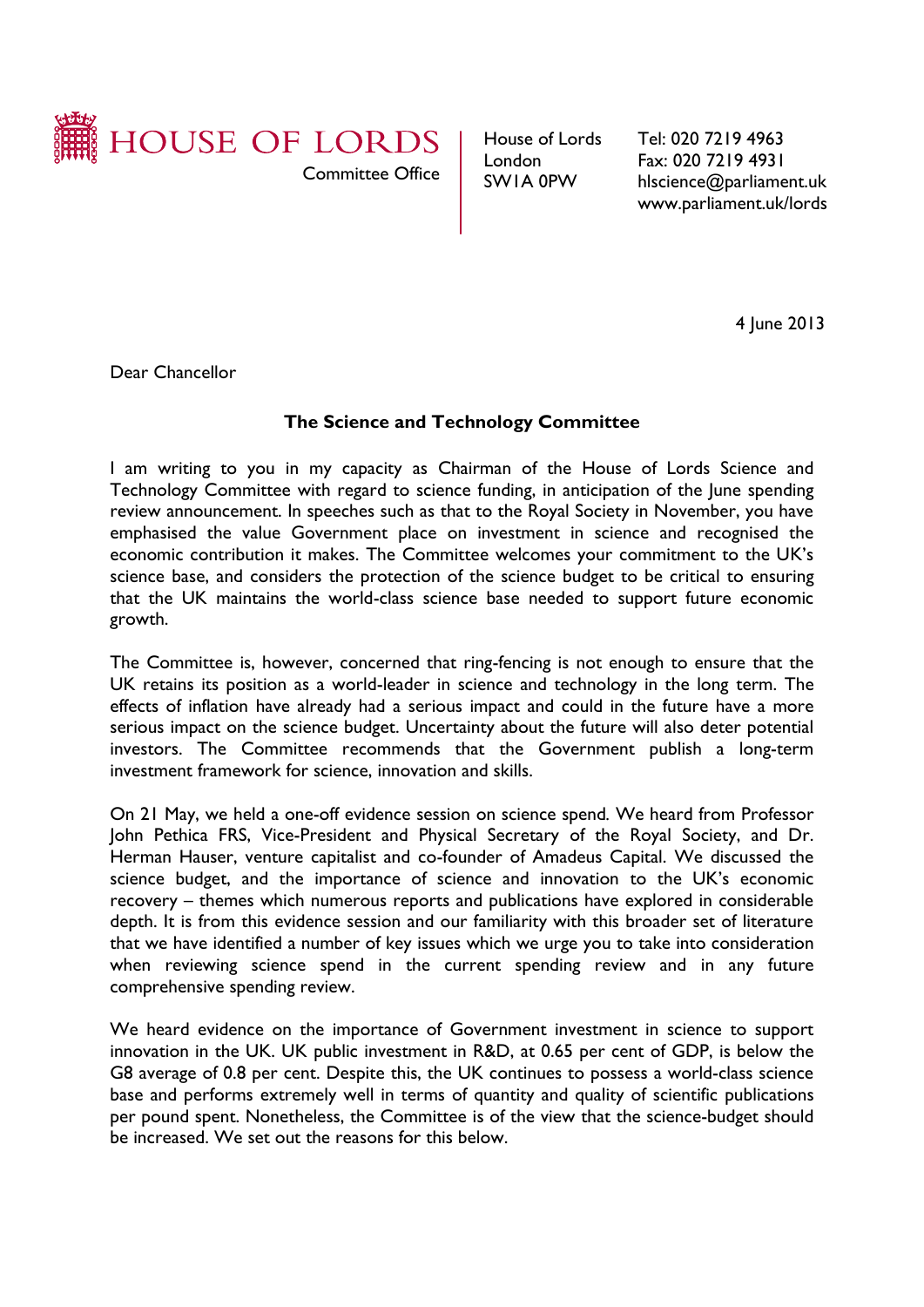HOUSE OF LORDS

Committee Office

House of Lords
London
SW1A 0PW

Tel: 020 7219 4963
Fax: 020 7219 4931
hlscience@parliament.uk
www.parliament.uk/lords

4 June 2013

Dear Chancellor

**The Science and Technology Committee**

I am writing to you in my capacity as Chairman of the House of Lords Science and Technology Committee with regard to science funding, in anticipation of the June spending review announcement. In speeches such as that to the Royal Society in November, you have emphasised the value Government place on investment in science and recognised the economic contribution it makes. The Committee welcomes your commitment to the UK's science base, and considers the protection of the science budget to be critical to ensuring that the UK maintains the world-class science base needed to support future economic growth.

The Committee is, however, concerned that ring-fencing is not enough to ensure that the UK retains its position as a world-leader in science and technology in the long term. The effects of inflation have already had a serious impact and could in the future have a more serious impact on the science budget. Uncertainty about the future will also deter potential investors. The Committee recommends that the Government publish a long-term investment framework for science, innovation and skills.

On 21 May, we held a one-off evidence session on science spend. We heard from Professor John Pethica FRS, Vice-President and Physical Secretary of the Royal Society, and Dr. Herman Hauser, venture capitalist and co-founder of Amadeus Capital. We discussed the science budget, and the importance of science and innovation to the UK's economic recovery – themes which numerous reports and publications have explored in considerable depth. It is from this evidence session and our familiarity with this broader set of literature that we have identified a number of key issues which we urge you to take into consideration when reviewing science spend in the current spending review and in any future comprehensive spending review.

We heard evidence on the importance of Government investment in science to support innovation in the UK. UK public investment in R&D, at 0.65 per cent of GDP, is below the G8 average of 0.8 per cent. Despite this, the UK continues to possess a world-class science base and performs extremely well in terms of quantity and quality of scientific publications per pound spent. Nonetheless, the Committee is of the view that the science-budget should be increased. We set out the reasons for this below.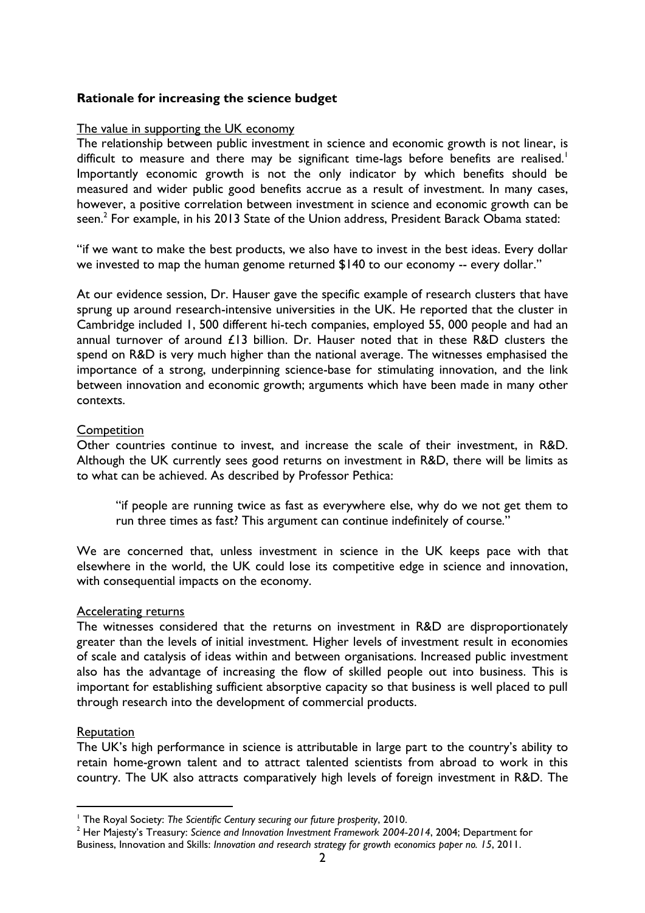**Rationale for increasing the science budget**

The value in supporting the UK economy

The relationship between public investment in science and economic growth is not linear, is difficult to measure and there may be significant time-lags before benefits are realised.[1] Importantly economic growth is not the only indicator by which benefits should be measured and wider public good benefits accrue as a result of investment. In many cases, however, a positive correlation between investment in science and economic growth can be seen.[2] For example, in his 2013 State of the Union address, President Barack Obama stated:

"if we want to make the best products, we also have to invest in the best ideas. Every dollar we invested to map the human genome returned $140 to our economy -- every dollar."

At our evidence session, Dr. Hauser gave the specific example of research clusters that have sprung up around research-intensive universities in the UK. He reported that the cluster in Cambridge included 1, 500 different hi-tech companies, employed 55, 000 people and had an annual turnover of around £13 billion. Dr. Hauser noted that in these R&D clusters the spend on R&D is very much higher than the national average. The witnesses emphasised the importance of a strong, underpinning science-base for stimulating innovation, and the link between innovation and economic growth; arguments which have been made in many other contexts.

Competition

Other countries continue to invest, and increase the scale of their investment, in R&D. Although the UK currently sees good returns on investment in R&D, there will be limits as to what can be achieved. As described by Professor Pethica:

> "if people are running twice as fast as everywhere else, why do we not get them to run three times as fast? This argument can continue indefinitely of course."

We are concerned that, unless investment in science in the UK keeps pace with that elsewhere in the world, the UK could lose its competitive edge in science and innovation, with consequential impacts on the economy.

Accelerating returns

The witnesses considered that the returns on investment in R&D are disproportionately greater than the levels of initial investment. Higher levels of investment result in economies of scale and catalysis of ideas within and between organisations. Increased public investment also has the advantage of increasing the flow of skilled people out into business. This is important for establishing sufficient absorptive capacity so that business is well placed to pull through research into the development of commercial products.

Reputation

The UK's high performance in science is attributable in large part to the country's ability to retain home-grown talent and to attract talented scientists from abroad to work in this country. The UK also attracts comparatively high levels of foreign investment in R&D. The

---

[1] The Royal Society: *The Scientific Century securing our future prosperity*, 2010.

[2] Her Majesty's Treasury: *Science and Innovation Investment Framework 2004-2014*, 2004; Department for Business, Innovation and Skills: *Innovation and research strategy for growth economics paper no. 15*, 2011.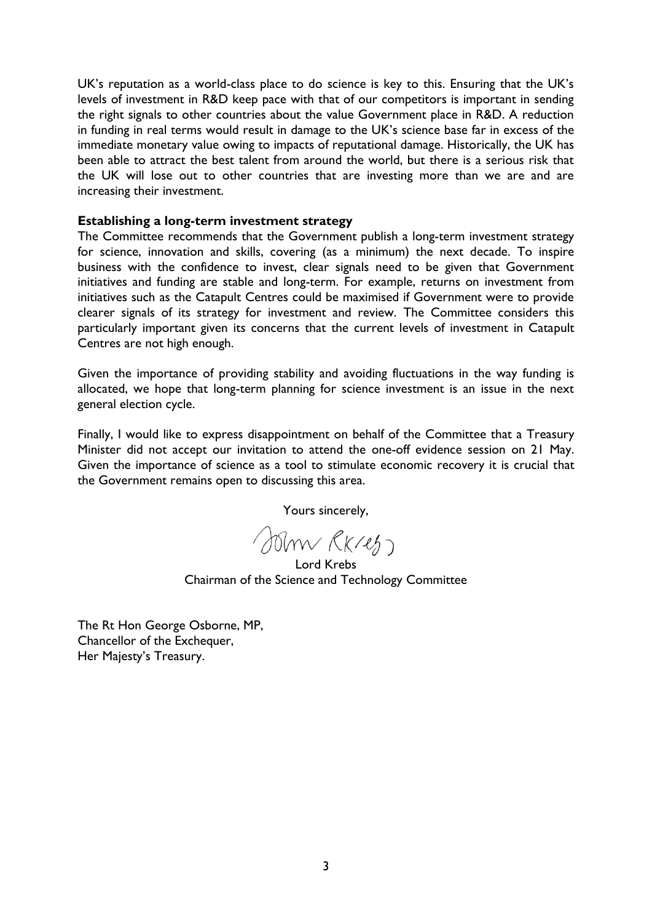UK's reputation as a world-class place to do science is key to this. Ensuring that the UK's levels of investment in R&D keep pace with that of our competitors is important in sending the right signals to other countries about the value Government place in R&D. A reduction in funding in real terms would result in damage to the UK's science base far in excess of the immediate monetary value owing to impacts of reputational damage. Historically, the UK has been able to attract the best talent from around the world, but there is a serious risk that the UK will lose out to other countries that are investing more than we are and are increasing their investment.

**Establishing a long-term investment strategy**

The Committee recommends that the Government publish a long-term investment strategy for science, innovation and skills, covering (as a minimum) the next decade. To inspire business with the confidence to invest, clear signals need to be given that Government initiatives and funding are stable and long-term. For example, returns on investment from initiatives such as the Catapult Centres could be maximised if Government were to provide clearer signals of its strategy for investment and review. The Committee considers this particularly important given its concerns that the current levels of investment in Catapult Centres are not high enough.

Given the importance of providing stability and avoiding fluctuations in the way funding is allocated, we hope that long-term planning for science investment is an issue in the next general election cycle.

Finally, I would like to express disappointment on behalf of the Committee that a Treasury Minister did not accept our invitation to attend the one-off evidence session on 21 May. Given the importance of science as a tool to stimulate economic recovery it is crucial that the Government remains open to discussing this area.

Yours sincerely,

John Krebs

Lord Krebs
Chairman of the Science and Technology Committee

The Rt Hon George Osborne, MP,
Chancellor of the Exchequer,
Her Majesty's Treasury.